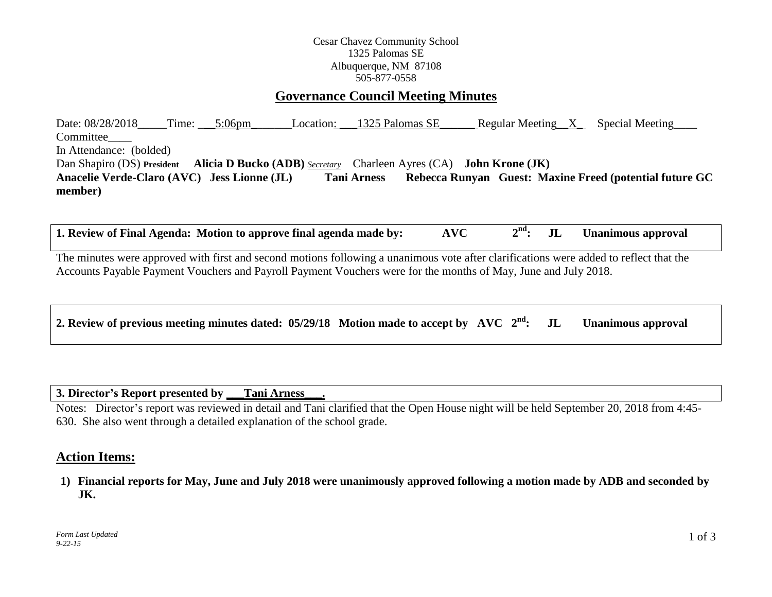Cesar Chavez Community School
1325 Palomas SE
Albuquerque, NM 87108
505-877-0558

## Governance Council Meeting Minutes

Date: 08/28/2018_____Time: ___5:06pm_______Location: ___1325 Palomas SE______ Regular Meeting__X_ Special Meeting____ Committee____

In Attendance: (bolded)

Dan Shapiro (DS) **President** **Alicia D Bucko (ADB)** *Secretary* Charleen Ayres (CA) **John Krone (JK)**
**Anacelie Verde-Claro (AVC) Jess Lionne (JL) Tani Arness Rebecca Runyan Guest: Maxine Freed (potential future GC member)**

**1. Review of Final Agenda: Motion to approve final agenda made by: AVC 2nd: JL Unanimous approval**

The minutes were approved with first and second motions following a unanimous vote after clarifications were added to reflect that the Accounts Payable Payment Vouchers and Payroll Payment Vouchers were for the months of May, June and July 2018.

**2. Review of previous meeting minutes dated: 05/29/18 Motion made to accept by AVC 2nd: JL Unanimous approval**

**3. Director's Report presented by ___Tani Arness___.**

Notes: Director's report was reviewed in detail and Tani clarified that the Open House night will be held September 20, 2018 from 4:45-630. She also went through a detailed explanation of the school grade.

## Action Items:

1) **Financial reports for May, June and July 2018 were unanimously approved following a motion made by ADB and seconded by JK.**

*Form Last Updated 9-22-15*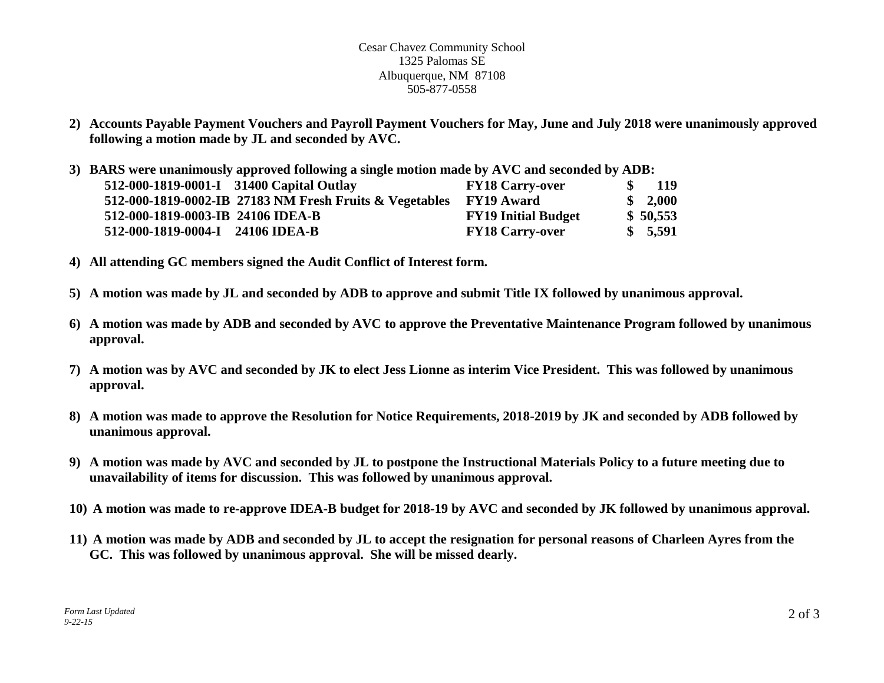Cesar Chavez Community School
1325 Palomas SE
Albuquerque, NM 87108
505-877-0558

2) **Accounts Payable Payment Vouchers and Payroll Payment Vouchers for May, June and July 2018 were unanimously approved following a motion made by JL and seconded by AVC.**

3) **BARS were unanimously approved following a single motion made by AVC and seconded by ADB:**

| | | | |
|---|---|---|---|
| **512-000-1819-0001-I** | **31400 Capital Outlay** | **FY18 Carry-over** | **$ 119** |
| **512-000-1819-0002-IB** | **27183 NM Fresh Fruits & Vegetables** | **FY19 Award** | **$ 2,000** |
| **512-000-1819-0003-IB** | **24106 IDEA-B** | **FY19 Initial Budget** | **$ 50,553** |
| **512-000-1819-0004-I** | **24106 IDEA-B** | **FY18 Carry-over** | **$ 5,591** |

4) **All attending GC members signed the Audit Conflict of Interest form.**

5) **A motion was made by JL and seconded by ADB to approve and submit Title IX followed by unanimous approval.**

6) **A motion was made by ADB and seconded by AVC to approve the Preventative Maintenance Program followed by unanimous approval.**

7) **A motion was by AVC and seconded by JK to elect Jess Lionne as interim Vice President. This was followed by unanimous approval.**

8) **A motion was made to approve the Resolution for Notice Requirements, 2018-2019 by JK and seconded by ADB followed by unanimous approval.**

9) **A motion was made by AVC and seconded by JL to postpone the Instructional Materials Policy to a future meeting due to unavailability of items for discussion. This was followed by unanimous approval.**

10) **A motion was made to re-approve IDEA-B budget for 2018-19 by AVC and seconded by JK followed by unanimous approval.**

11) **A motion was made by ADB and seconded by JL to accept the resignation for personal reasons of Charleen Ayres from the GC. This was followed by unanimous approval. She will be missed dearly.**

*Form Last Updated 9-22-15*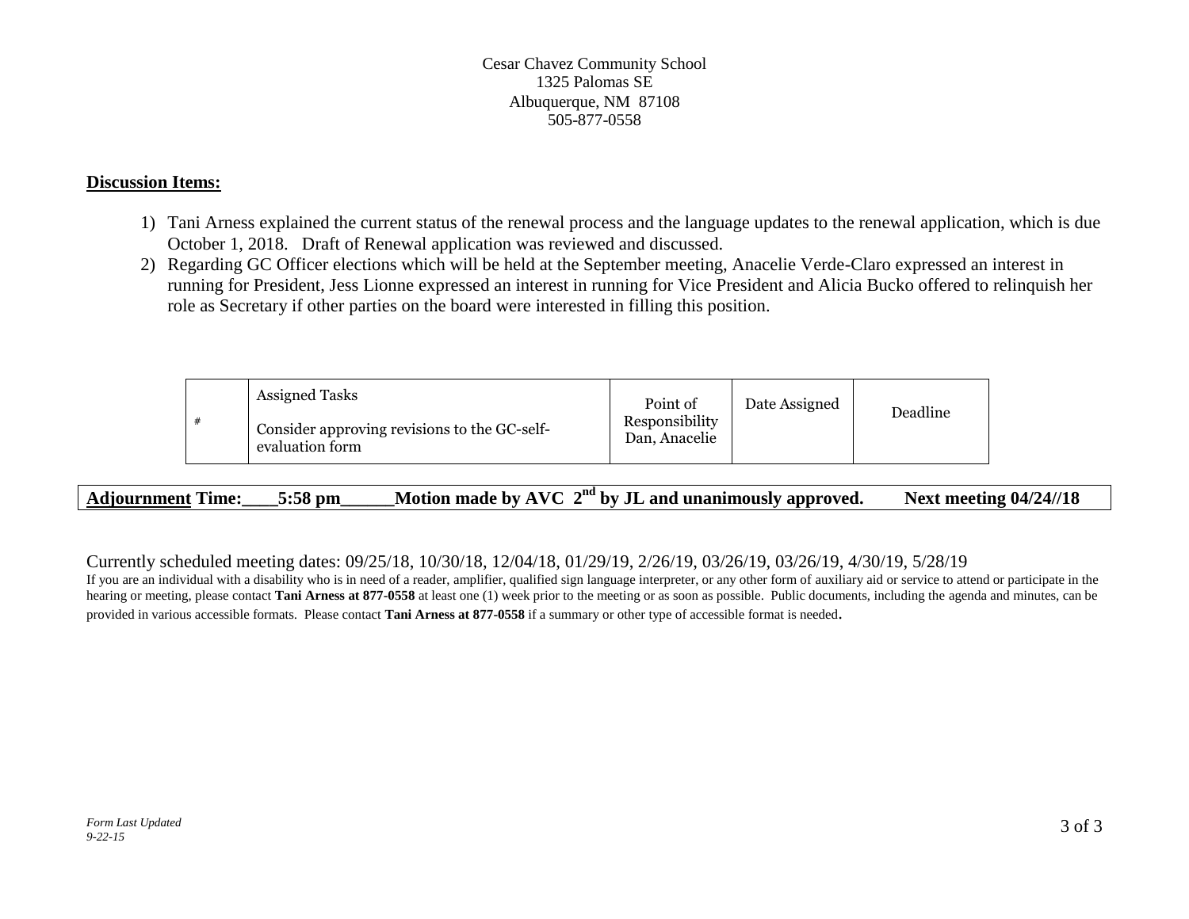Cesar Chavez Community School
1325 Palomas SE
Albuquerque, NM 87108
505-877-0558

**Discussion Items:**

1) Tani Arness explained the current status of the renewal process and the language updates to the renewal application, which is due October 1, 2018. Draft of Renewal application was reviewed and discussed.
2) Regarding GC Officer elections which will be held at the September meeting, Anacelie Verde-Claro expressed an interest in running for President, Jess Lionne expressed an interest in running for Vice President and Alicia Bucko offered to relinquish her role as Secretary if other parties on the board were interested in filling this position.

| # | Assigned Tasks | Point of Responsibility | Date Assigned | Deadline |
|---|---|---|---|---|
| | Consider approving revisions to the GC-self-evaluation form | Dan, Anacelie | | |

**Adjournment Time:\_\_\_\_5:58 pm\_\_\_\_\_\_Motion made by AVC 2nd by JL and unanimously approved. Next meeting 04/24//18**

Currently scheduled meeting dates: 09/25/18, 10/30/18, 12/04/18, 01/29/19, 2/26/19, 03/26/19, 03/26/19, 4/30/19, 5/28/19

If you are an individual with a disability who is in need of a reader, amplifier, qualified sign language interpreter, or any other form of auxiliary aid or service to attend or participate in the hearing or meeting, please contact **Tani Arness at 877-0558** at least one (1) week prior to the meeting or as soon as possible. Public documents, including the agenda and minutes, can be provided in various accessible formats. Please contact **Tani Arness at 877-0558** if a summary or other type of accessible format is needed.

*Form Last Updated 9-22-15*